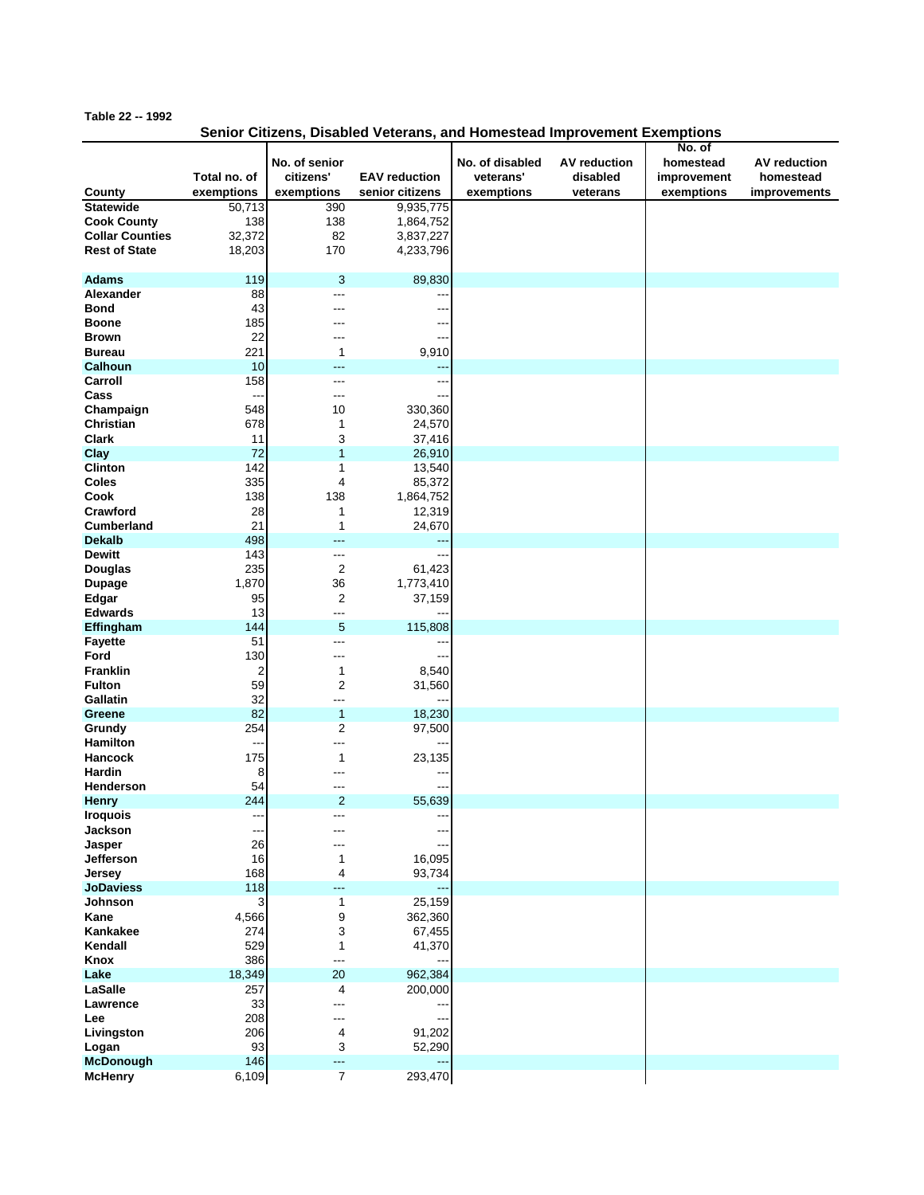Table 22 -- 1992

## Senior Citizens, Disabled Veterans, and Homestead Improvement Exemptions

| County | Total no. of exemptions | No. of senior citizens' exemptions | EAV reduction senior citizens | No. of disabled veterans' exemptions | AV reduction disabled veterans | No. of homestead improvement exemptions | AV reduction homestead improvements |
|---|---|---|---|---|---|---|---|
| Statewide | 50,713 | 390 | 9,935,775 | | | | |
| Cook County | 138 | 138 | 1,864,752 | | | | |
| Collar Counties | 32,372 | 82 | 3,837,227 | | | | |
| Rest of State | 18,203 | 170 | 4,233,796 | | | | |
| | | | | | | | |
| Adams | 119 | 3 | 89,830 | | | | |
| Alexander | 88 | --- | --- | | | | |
| Bond | 43 | --- | --- | | | | |
| Boone | 185 | --- | --- | | | | |
| Brown | 22 | --- | --- | | | | |
| Bureau | 221 | 1 | 9,910 | | | | |
| Calhoun | 10 | --- | --- | | | | |
| Carroll | 158 | --- | --- | | | | |
| Cass | --- | --- | --- | | | | |
| Champaign | 548 | 10 | 330,360 | | | | |
| Christian | 678 | 1 | 24,570 | | | | |
| Clark | 11 | 3 | 37,416 | | | | |
| Clay | 72 | 1 | 26,910 | | | | |
| Clinton | 142 | 1 | 13,540 | | | | |
| Coles | 335 | 4 | 85,372 | | | | |
| Cook | 138 | 138 | 1,864,752 | | | | |
| Crawford | 28 | 1 | 12,319 | | | | |
| Cumberland | 21 | 1 | 24,670 | | | | |
| Dekalb | 498 | --- | --- | | | | |
| Dewitt | 143 | --- | --- | | | | |
| Douglas | 235 | 2 | 61,423 | | | | |
| Dupage | 1,870 | 36 | 1,773,410 | | | | |
| Edgar | 95 | 2 | 37,159 | | | | |
| Edwards | 13 | --- | --- | | | | |
| Effingham | 144 | 5 | 115,808 | | | | |
| Fayette | 51 | --- | --- | | | | |
| Ford | 130 | --- | --- | | | | |
| Franklin | 2 | 1 | 8,540 | | | | |
| Fulton | 59 | 2 | 31,560 | | | | |
| Gallatin | 32 | --- | --- | | | | |
| Greene | 82 | 1 | 18,230 | | | | |
| Grundy | 254 | 2 | 97,500 | | | | |
| Hamilton | --- | --- | --- | | | | |
| Hancock | 175 | 1 | 23,135 | | | | |
| Hardin | 8 | --- | --- | | | | |
| Henderson | 54 | --- | --- | | | | |
| Henry | 244 | 2 | 55,639 | | | | |
| Iroquois | --- | --- | --- | | | | |
| Jackson | --- | --- | --- | | | | |
| Jasper | 26 | --- | --- | | | | |
| Jefferson | 16 | 1 | 16,095 | | | | |
| Jersey | 168 | 4 | 93,734 | | | | |
| JoDaviess | 118 | --- | --- | | | | |
| Johnson | 3 | 1 | 25,159 | | | | |
| Kane | 4,566 | 9 | 362,360 | | | | |
| Kankakee | 274 | 3 | 67,455 | | | | |
| Kendall | 529 | 1 | 41,370 | | | | |
| Knox | 386 | --- | --- | | | | |
| Lake | 18,349 | 20 | 962,384 | | | | |
| LaSalle | 257 | 4 | 200,000 | | | | |
| Lawrence | 33 | --- | --- | | | | |
| Lee | 208 | --- | --- | | | | |
| Livingston | 206 | 4 | 91,202 | | | | |
| Logan | 93 | 3 | 52,290 | | | | |
| McDonough | 146 | --- | --- | | | | |
| McHenry | 6,109 | 7 | 293,470 | | | | |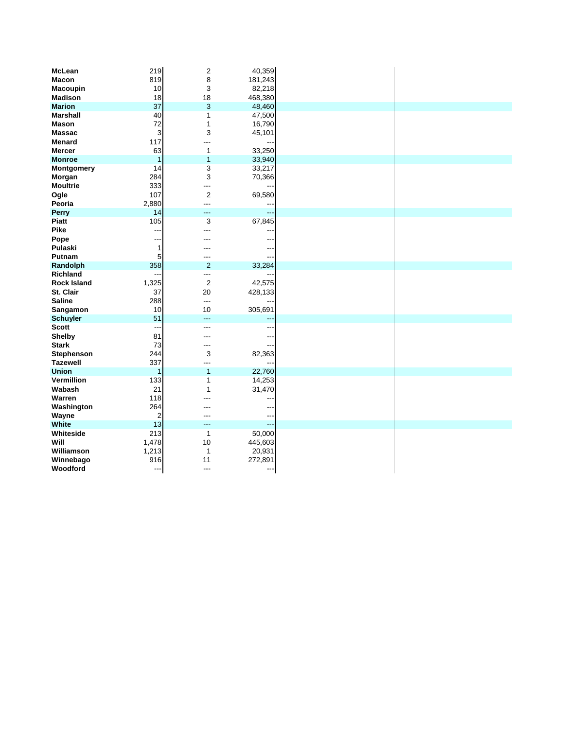| | | | | |
|---|---|---|---|---|
| McLean | 219 | 2 | 40,359 | |
| Macon | 819 | 8 | 181,243 | |
| Macoupin | 10 | 3 | 82,218 | |
| Madison | 18 | 18 | 468,380 | |
| Marion | 37 | 3 | 48,460 | |
| Marshall | 40 | 1 | 47,500 | |
| Mason | 72 | 1 | 16,790 | |
| Massac | 3 | 3 | 45,101 | |
| Menard | 117 | --- | --- | |
| Mercer | 63 | 1 | 33,250 | |
| Monroe | 1 | 1 | 33,940 | |
| Montgomery | 14 | 3 | 33,217 | |
| Morgan | 284 | 3 | 70,366 | |
| Moultrie | 333 | --- | --- | |
| Ogle | 107 | 2 | 69,580 | |
| Peoria | 2,880 | --- | --- | |
| Perry | 14 | --- | --- | |
| Piatt | 105 | 3 | 67,845 | |
| Pike | --- | --- | --- | |
| Pope | --- | --- | --- | |
| Pulaski | 1 | --- | --- | |
| Putnam | 5 | --- | --- | |
| Randolph | 358 | 2 | 33,284 | |
| Richland | --- | --- | --- | |
| Rock Island | 1,325 | 2 | 42,575 | |
| St. Clair | 37 | 20 | 428,133 | |
| Saline | 288 | --- | --- | |
| Sangamon | 10 | 10 | 305,691 | |
| Schuyler | 51 | --- | --- | |
| Scott | --- | --- | --- | |
| Shelby | 81 | --- | --- | |
| Stark | 73 | --- | --- | |
| Stephenson | 244 | 3 | 82,363 | |
| Tazewell | 337 | --- | --- | |
| Union | 1 | 1 | 22,760 | |
| Vermillion | 133 | 1 | 14,253 | |
| Wabash | 21 | 1 | 31,470 | |
| Warren | 118 | --- | --- | |
| Washington | 264 | --- | --- | |
| Wayne | 2 | --- | --- | |
| White | 13 | --- | --- | |
| Whiteside | 213 | 1 | 50,000 | |
| Will | 1,478 | 10 | 445,603 | |
| Williamson | 1,213 | 1 | 20,931 | |
| Winnebago | 916 | 11 | 272,891 | |
| Woodford | --- | --- | --- | |